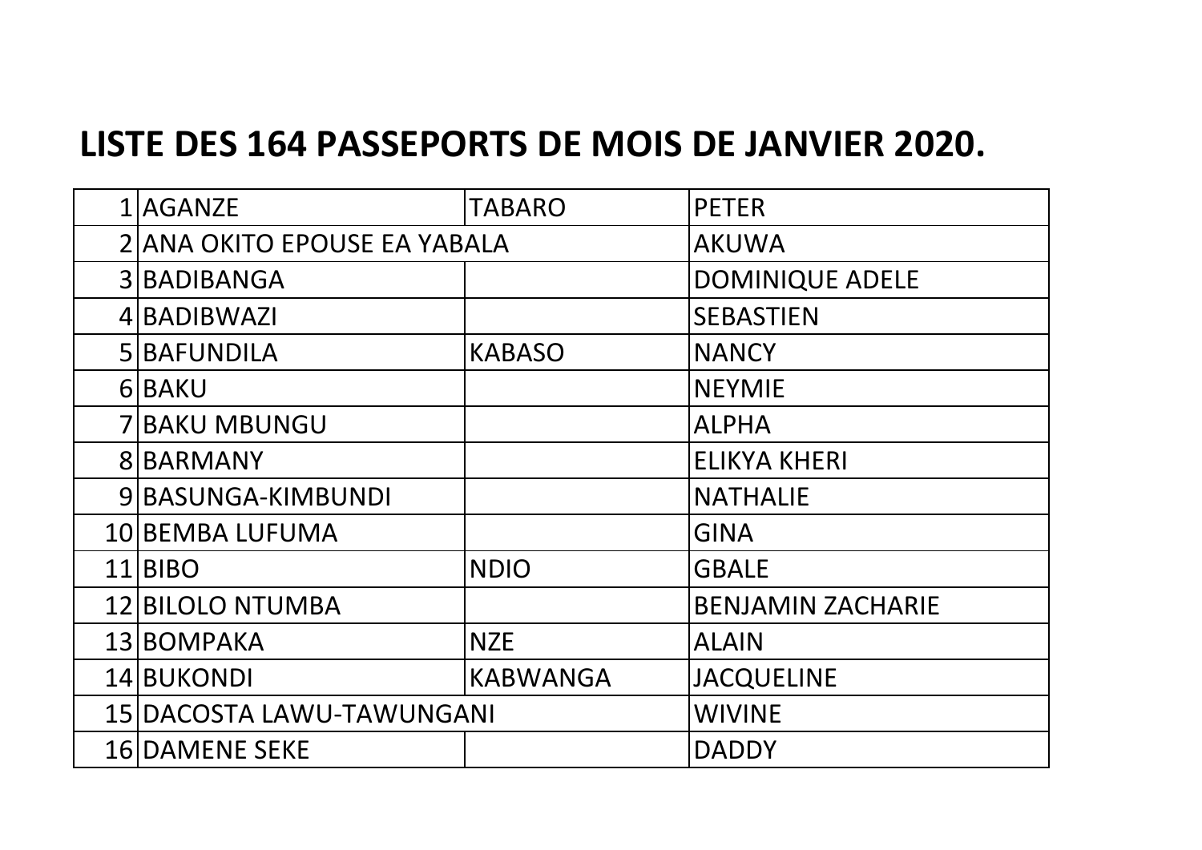# LISTE DES 164 PASSEPORTS DE MOIS DE JANVIER 2020.

| | | | |
|---|---|---|---|
| 1 | AGANZE | TABARO | PETER |
| 2 | ANA OKITO EPOUSE EA YABALA | | AKUWA |
| 3 | BADIBANGA | | DOMINIQUE ADELE |
| 4 | BADIBWAZI | | SEBASTIEN |
| 5 | BAFUNDILA | KABASO | NANCY |
| 6 | BAKU | | NEYMIE |
| 7 | BAKU MBUNGU | | ALPHA |
| 8 | BARMANY | | ELIKYA KHERI |
| 9 | BASUNGA-KIMBUNDI | | NATHALIE |
| 10 | BEMBA LUFUMA | | GINA |
| 11 | BIBO | NDIO | GBALE |
| 12 | BILOLO NTUMBA | | BENJAMIN ZACHARIE |
| 13 | BOMPAKA | NZE | ALAIN |
| 14 | BUKONDI | KABWANGA | JACQUELINE |
| 15 | DACOSTA LAWU-TAWUNGANI | | WIVINE |
| 16 | DAMENE SEKE | | DADDY |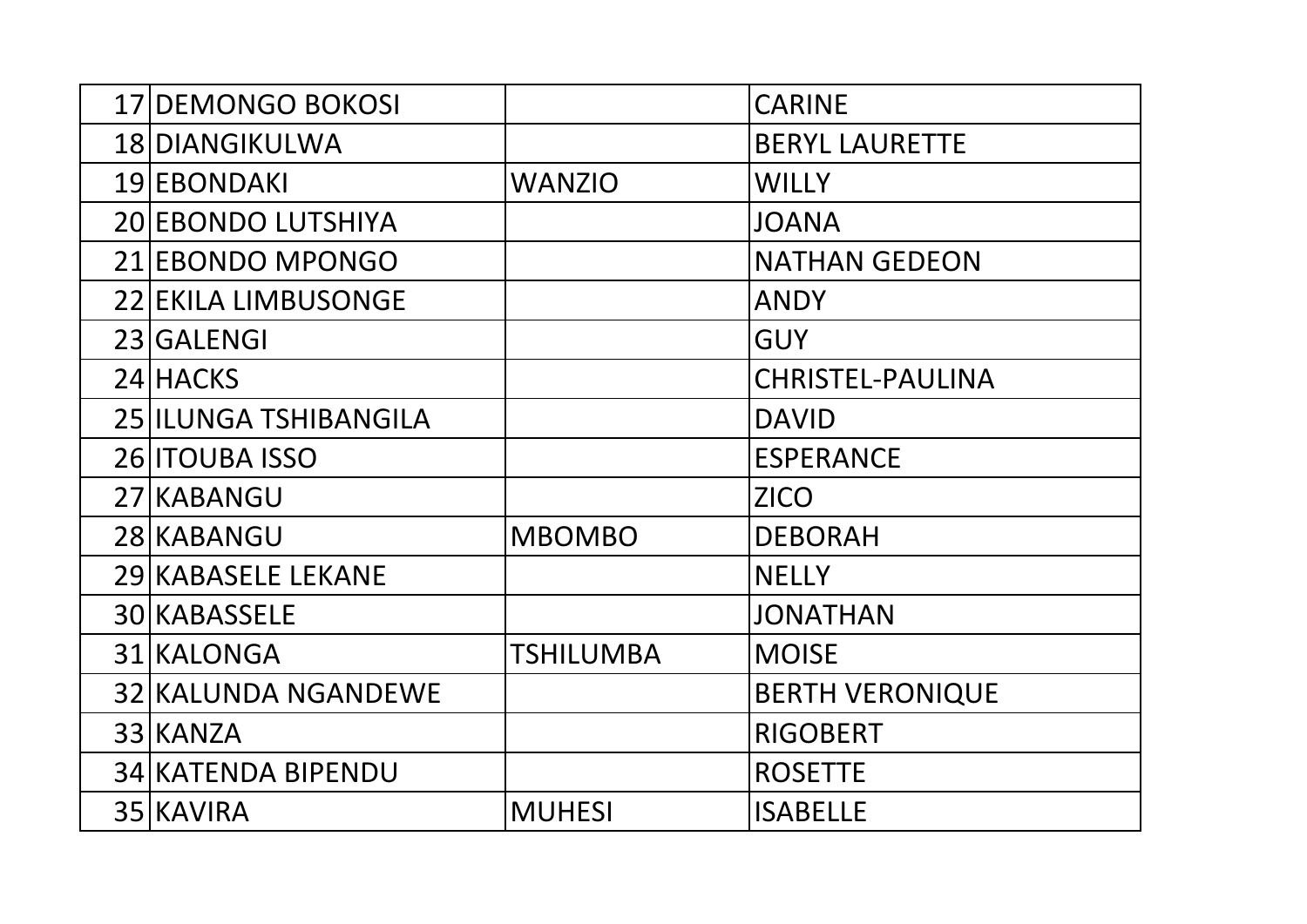| | | | |
|---|---|---|---|
| 17 | DEMONGO BOKOSI | | CARINE |
| 18 | DIANGIKULWA | | BERYL LAURETTE |
| 19 | EBONDAKI | WANZIO | WILLY |
| 20 | EBONDO LUTSHIYA | | JOANA |
| 21 | EBONDO MPONGO | | NATHAN GEDEON |
| 22 | EKILA LIMBUSONGE | | ANDY |
| 23 | GALENGI | | GUY |
| 24 | HACKS | | CHRISTEL-PAULINA |
| 25 | ILUNGA TSHIBANGILA | | DAVID |
| 26 | ITOUBA ISSO | | ESPERANCE |
| 27 | KABANGU | | ZICO |
| 28 | KABANGU | MBOMBO | DEBORAH |
| 29 | KABASELE LEKANE | | NELLY |
| 30 | KABASSELE | | JONATHAN |
| 31 | KALONGA | TSHILUMBA | MOISE |
| 32 | KALUNDA NGANDEWE | | BERTH VERONIQUE |
| 33 | KANZA | | RIGOBERT |
| 34 | KATENDA BIPENDU | | ROSETTE |
| 35 | KAVIRA | MUHESI | ISABELLE |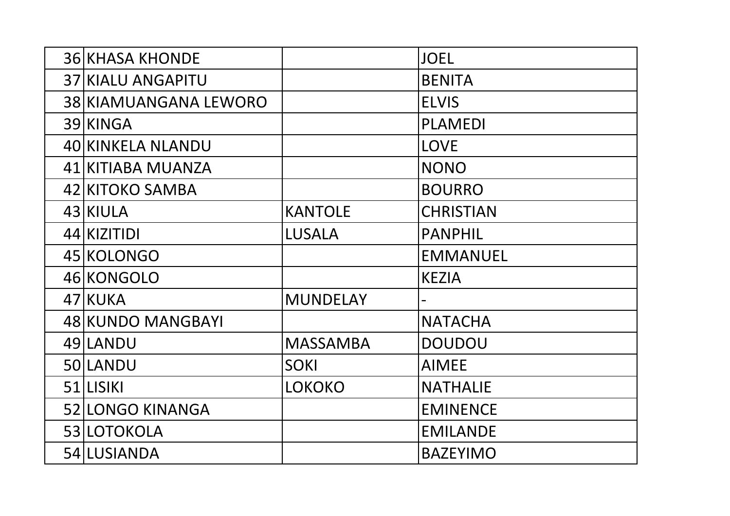| | | | |
|---|---|---|---|
| 36 | KHASA KHONDE | | JOEL |
| 37 | KIALU ANGAPITU | | BENITA |
| 38 | KIAMUANGANA LEWORO | | ELVIS |
| 39 | KINGA | | PLAMEDI |
| 40 | KINKELA NLANDU | | LOVE |
| 41 | KITIABA MUANZA | | NONO |
| 42 | KITOKO SAMBA | | BOURRO |
| 43 | KIULA | KANTOLE | CHRISTIAN |
| 44 | KIZITIDI | LUSALA | PANPHIL |
| 45 | KOLONGO | | EMMANUEL |
| 46 | KONGOLO | | KEZIA |
| 47 | KUKA | MUNDELAY | - |
| 48 | KUNDO MANGBAYI | | NATACHA |
| 49 | LANDU | MASSAMBA | DOUDOU |
| 50 | LANDU | SOKI | AIMEE |
| 51 | LISIKI | LOKOKO | NATHALIE |
| 52 | LONGO KINANGA | | EMINENCE |
| 53 | LOTOKOLA | | EMILANDE |
| 54 | LUSIANDA | | BAZEYIMO |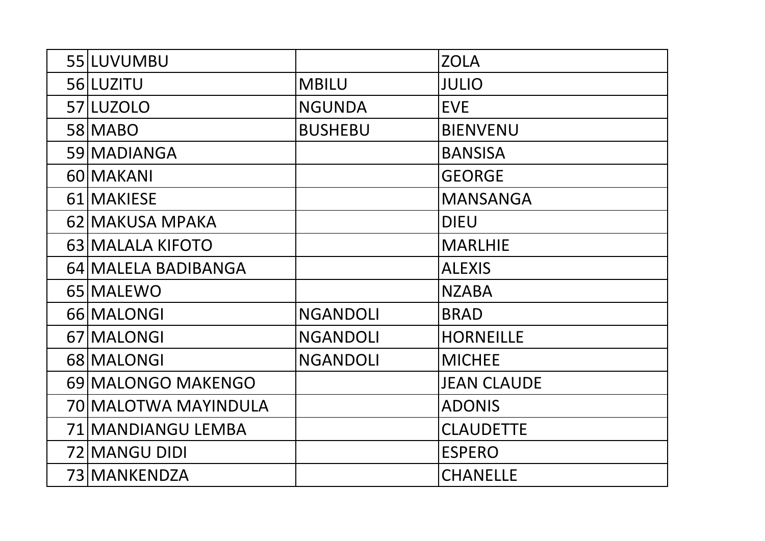| | | | |
|---|---|---|---|
| 55 | LUVUMBU | | ZOLA |
| 56 | LUZITU | MBILU | JULIO |
| 57 | LUZOLO | NGUNDA | EVE |
| 58 | MABO | BUSHEBU | BIENVENU |
| 59 | MADIANGA | | BANSISA |
| 60 | MAKANI | | GEORGE |
| 61 | MAKIESE | | MANSANGA |
| 62 | MAKUSA MPAKA | | DIEU |
| 63 | MALALA KIFOTO | | MARLHIE |
| 64 | MALELA BADIBANGA | | ALEXIS |
| 65 | MALEWO | | NZABA |
| 66 | MALONGI | NGANDOLI | BRAD |
| 67 | MALONGI | NGANDOLI | HORNEILLE |
| 68 | MALONGI | NGANDOLI | MICHEE |
| 69 | MALONGO MAKENGO | | JEAN CLAUDE |
| 70 | MALOTWA MAYINDULA | | ADONIS |
| 71 | MANDIANGU LEMBA | | CLAUDETTE |
| 72 | MANGU DIDI | | ESPERO |
| 73 | MANKENDZA | | CHANELLE |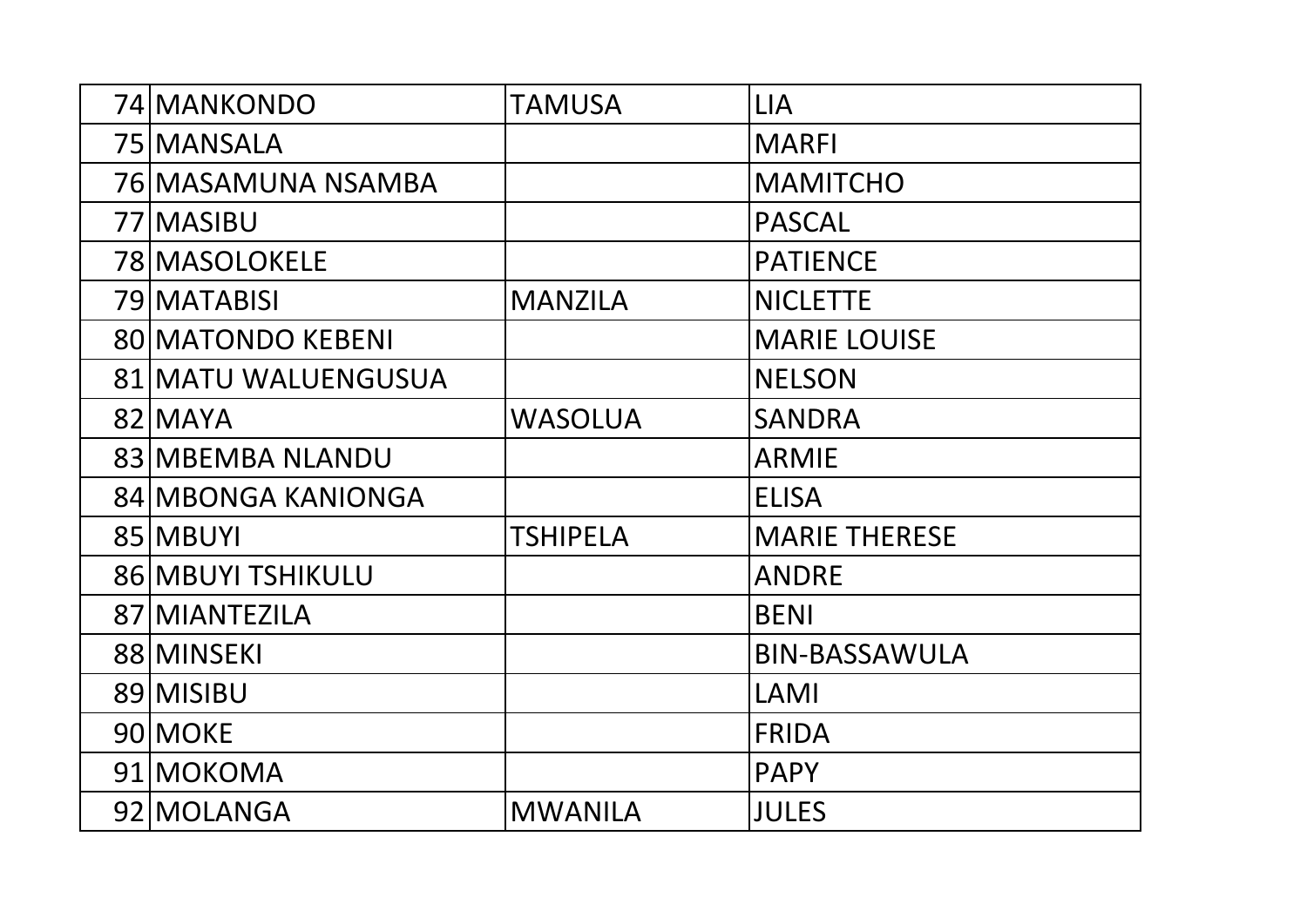| | | | |
|---|---|---|---|
| 74 | MANKONDO | TAMUSA | LIA |
| 75 | MANSALA | | MARFI |
| 76 | MASAMUNA NSAMBA | | MAMITCHO |
| 77 | MASIBU | | PASCAL |
| 78 | MASOLOKELE | | PATIENCE |
| 79 | MATABISI | MANZILA | NICLETTE |
| 80 | MATONDO KEBENI | | MARIE LOUISE |
| 81 | MATU WALUENGUSUA | | NELSON |
| 82 | MAYA | WASOLUA | SANDRA |
| 83 | MBEMBA NLANDU | | ARMIE |
| 84 | MBONGA KANIONGA | | ELISA |
| 85 | MBUYI | TSHIPELA | MARIE THERESE |
| 86 | MBUYI TSHIKULU | | ANDRE |
| 87 | MIANTEZILA | | BENI |
| 88 | MINSEKI | | BIN-BASSAWULA |
| 89 | MISIBU | | LAMI |
| 90 | MOKE | | FRIDA |
| 91 | MOKOMA | | PAPY |
| 92 | MOLANGA | MWANILA | JULES |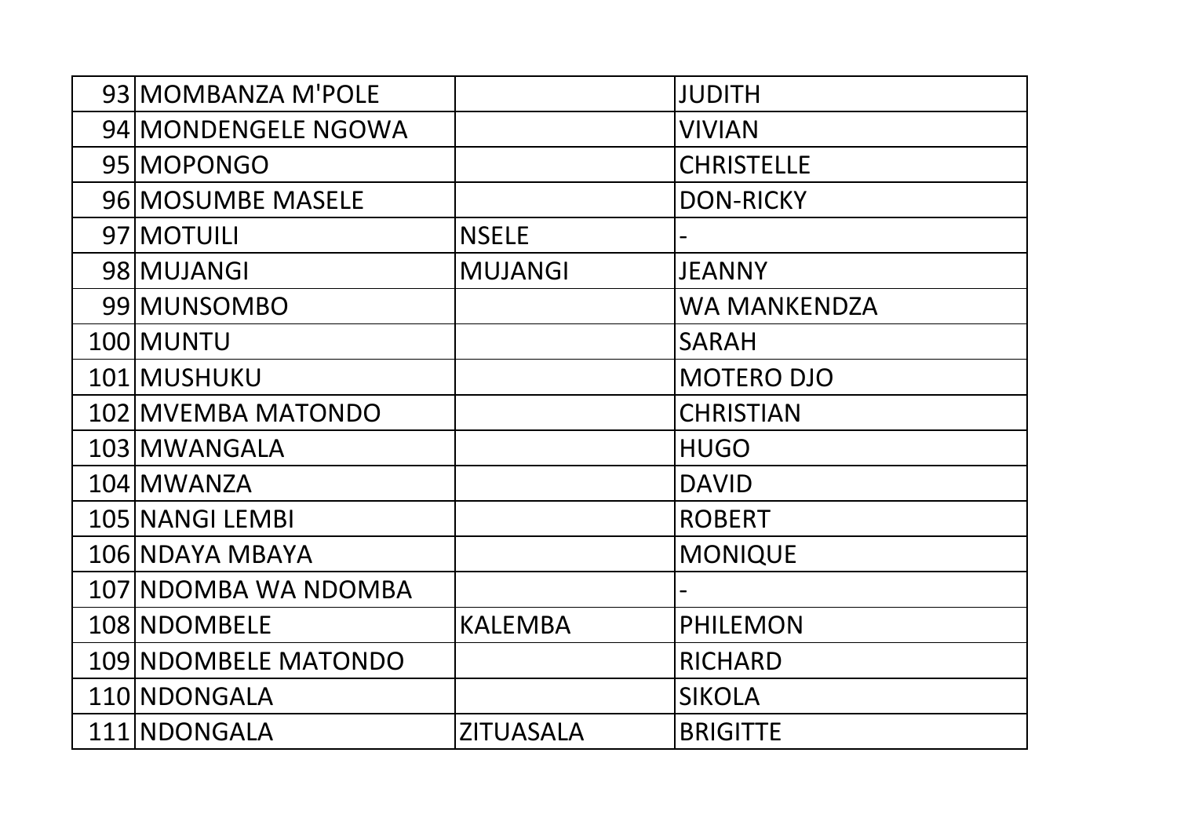| | | | |
|---|---|---|---|
| 93 | MOMBANZA M'POLE | | JUDITH |
| 94 | MONDENGELE NGOWA | | VIVIAN |
| 95 | MOPONGO | | CHRISTELLE |
| 96 | MOSUMBE MASELE | | DON-RICKY |
| 97 | MOTUILI | NSELE | - |
| 98 | MUJANGI | MUJANGI | JEANNY |
| 99 | MUNSOMBO | | WA MANKENDZA |
| 100 | MUNTU | | SARAH |
| 101 | MUSHUKU | | MOTERO DJO |
| 102 | MVEMBA MATONDO | | CHRISTIAN |
| 103 | MWANGALA | | HUGO |
| 104 | MWANZA | | DAVID |
| 105 | NANGI LEMBI | | ROBERT |
| 106 | NDAYA MBAYA | | MONIQUE |
| 107 | NDOMBA WA NDOMBA | | - |
| 108 | NDOMBELE | KALEMBA | PHILEMON |
| 109 | NDOMBELE MATONDO | | RICHARD |
| 110 | NDONGALA | | SIKOLA |
| 111 | NDONGALA | ZITUASALA | BRIGITTE |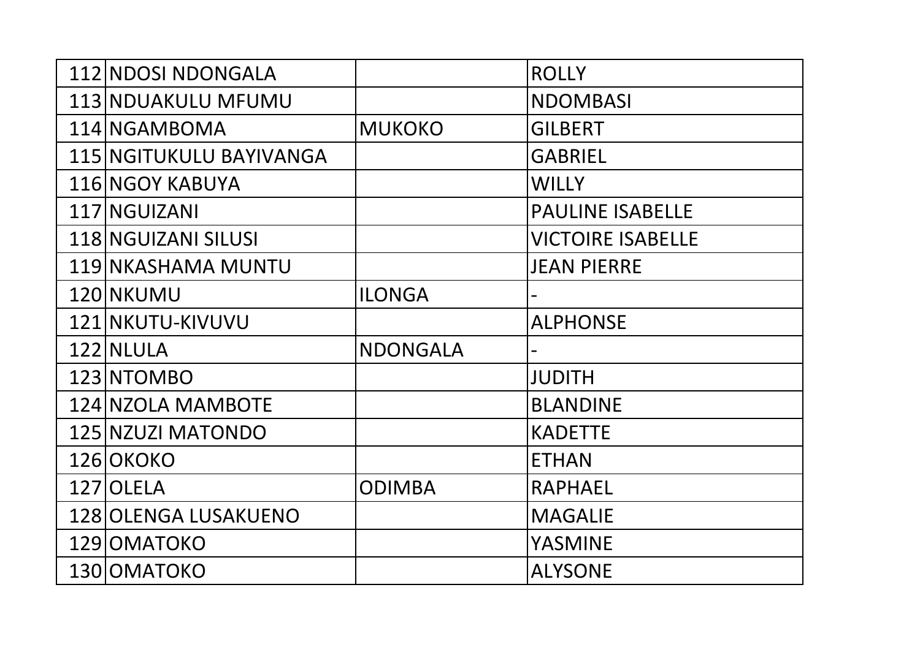| | | | |
|---|---|---|---|
| 112 | NDOSI NDONGALA | | ROLLY |
| 113 | NDUAKULU MFUMU | | NDOMBASI |
| 114 | NGAMBOMA | MUKOKO | GILBERT |
| 115 | NGITUKULU BAYIVANGA | | GABRIEL |
| 116 | NGOY KABUYA | | WILLY |
| 117 | NGUIZANI | | PAULINE ISABELLE |
| 118 | NGUIZANI SILUSI | | VICTOIRE ISABELLE |
| 119 | NKASHAMA MUNTU | | JEAN PIERRE |
| 120 | NKUMU | ILONGA | - |
| 121 | NKUTU-KIVUVU | | ALPHONSE |
| 122 | NLULA | NDONGALA | - |
| 123 | NTOMBO | | JUDITH |
| 124 | NZOLA MAMBOTE | | BLANDINE |
| 125 | NZUZI MATONDO | | KADETTE |
| 126 | OKOKO | | ETHAN |
| 127 | OLELA | ODIMBA | RAPHAEL |
| 128 | OLENGA LUSAKUENO | | MAGALIE |
| 129 | OMATOKO | | YASMINE |
| 130 | OMATOKO | | ALYSONE |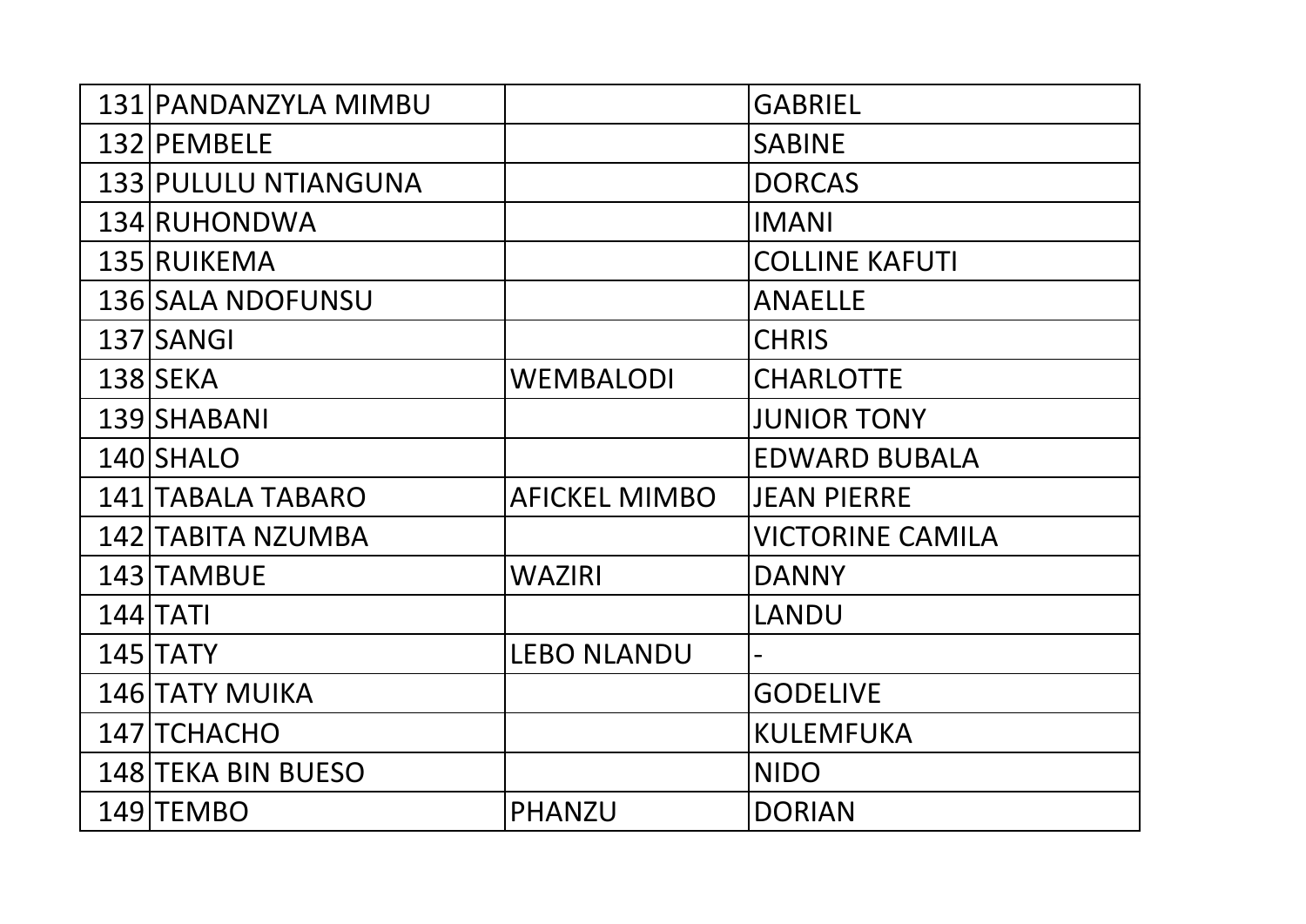| | | | |
|---|---|---|---|
| 131 | PANDANZYLA MIMBU | | GABRIEL |
| 132 | PEMBELE | | SABINE |
| 133 | PULULU NTIANGUNA | | DORCAS |
| 134 | RUHONDWA | | IMANI |
| 135 | RUIKEMA | | COLLINE KAFUTI |
| 136 | SALA NDOFUNSU | | ANAELLE |
| 137 | SANGI | | CHRIS |
| 138 | SEKA | WEMBALODI | CHARLOTTE |
| 139 | SHABANI | | JUNIOR TONY |
| 140 | SHALO | | EDWARD BUBALA |
| 141 | TABALA TABARO | AFICKEL MIMBO | JEAN PIERRE |
| 142 | TABITA NZUMBA | | VICTORINE CAMILA |
| 143 | TAMBUE | WAZIRI | DANNY |
| 144 | TATI | | LANDU |
| 145 | TATY | LEBO NLANDU | - |
| 146 | TATY MUIKA | | GODELIVE |
| 147 | TCHACHO | | KULEMFUKA |
| 148 | TEKA BIN BUESO | | NIDO |
| 149 | TEMBO | PHANZU | DORIAN |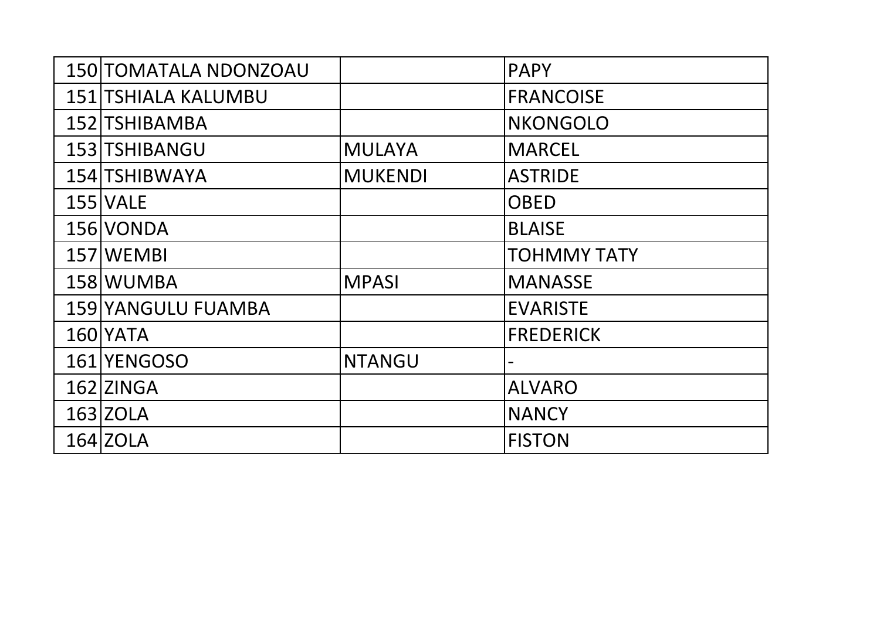| | | | |
|---|---|---|---|
| 150 | TOMATALA NDONZOAU | | PAPY |
| 151 | TSHIALA KALUMBU | | FRANCOISE |
| 152 | TSHIBAMBA | | NKONGOLO |
| 153 | TSHIBANGU | MULAYA | MARCEL |
| 154 | TSHIBWAYA | MUKENDI | ASTRIDE |
| 155 | VALE | | OBED |
| 156 | VONDA | | BLAISE |
| 157 | WEMBI | | TOHMMY TATY |
| 158 | WUMBA | MPASI | MANASSE |
| 159 | YANGULU FUAMBA | | EVARISTE |
| 160 | YATA | | FREDERICK |
| 161 | YENGOSO | NTANGU | - |
| 162 | ZINGA | | ALVARO |
| 163 | ZOLA | | NANCY |
| 164 | ZOLA | | FISTON |